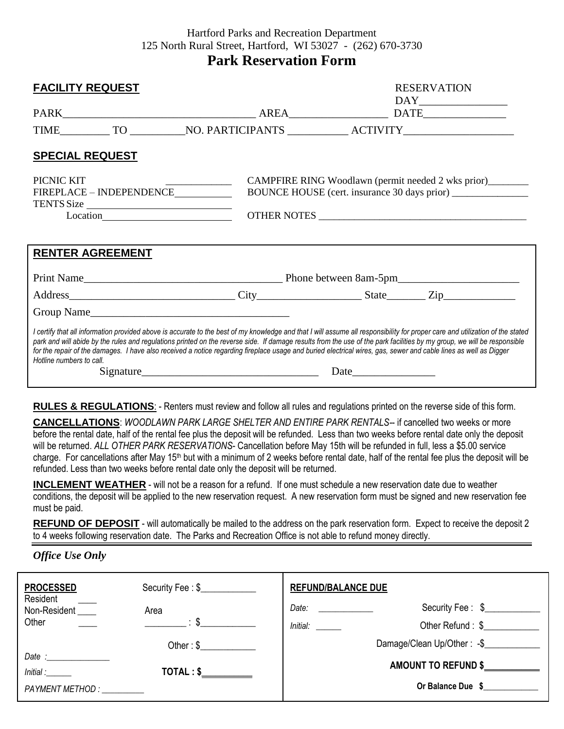Hartford Parks and Recreation Department
125 North Rural Street, Hartford, WI 53027 - (262) 670-3730

# Park Reservation Form

## FACILITY REQUEST

RESERVATION DAY________________

PARK___________________________________ AREA__________________ DATE_______________

TIME_________ TO __________NO. PARTICIPANTS ___________ ACTIVITY____________________

## SPECIAL REQUEST

PICNIC KIT _____________
FIREPLACE – INDEPENDENCE___________
TENTS Size ___________________________
Location_________________________

CAMPFIRE RING Woodlawn (permit needed 2 wks prior)________
BOUNCE HOUSE (cert. insurance 30 days prior) _______________

OTHER NOTES __________________________________________

## RENTER AGREEMENT

Print Name_____________________________________ Phone between 8am-5pm______________________

Address______________________________ City___________________ State_______ Zip_____________

Group Name_____________________________________

*I certify that all information provided above is accurate to the best of my knowledge and that I will assume all responsibility for proper care and utilization of the stated park and will abide by the rules and regulations printed on the reverse side. If damage results from the use of the park facilities by my group, we will be responsible for the repair of the damages. I have also received a notice regarding fireplace usage and buried electrical wires, gas, sewer and cable lines as well as Digger Hotline numbers to call.*

Signature_________________________________ Date_______________

**RULES & REGULATIONS**: - Renters must review and follow all rules and regulations printed on the reverse side of this form.

**CANCELLATIONS**: *WOODLAWN PARK LARGE SHELTER AND ENTIRE PARK RENTALS*-- if cancelled two weeks or more before the rental date, half of the rental fee plus the deposit will be refunded. Less than two weeks before rental date only the deposit will be returned. *ALL OTHER PARK RESERVATIONS*- Cancellation before May 15th will be refunded in full, less a $5.00 service charge. For cancellations after May 15th but with a minimum of 2 weeks before rental date, half of the rental fee plus the deposit will be refunded. Less than two weeks before rental date only the deposit will be returned.

**INCLEMENT WEATHER** - will not be a reason for a refund. If one must schedule a new reservation date due to weather conditions, the deposit will be applied to the new reservation request. A new reservation form must be signed and new reservation fee must be paid.

**REFUND OF DEPOSIT** - will automatically be mailed to the address on the park reservation form. Expect to receive the deposit 2 to 4 weeks following reservation date. The Parks and Recreation Office is not able to refund money directly.

***Office Use Only***

| **PROCESSED** | | **REFUND/BALANCE DUE** | |
|---|---|---|---|
| Resident ____ | Security Fee : $____________ | *Date:* ____________ | Security Fee : $____________ |
| Non-Resident ____ | Area | *Initial:* ______ | Other Refund : $____________ |
| Other ____ | _________ : $____________ | | Damage/Clean Up/Other : -$____________ |
| *Date :*______________ | Other : $____________ | | **AMOUNT TO REFUND $____________** |
| *Initial :*______ | **TOTAL : $____________** | | **Or Balance Due $____________** |
| *PAYMENT METHOD :* __________ | | | |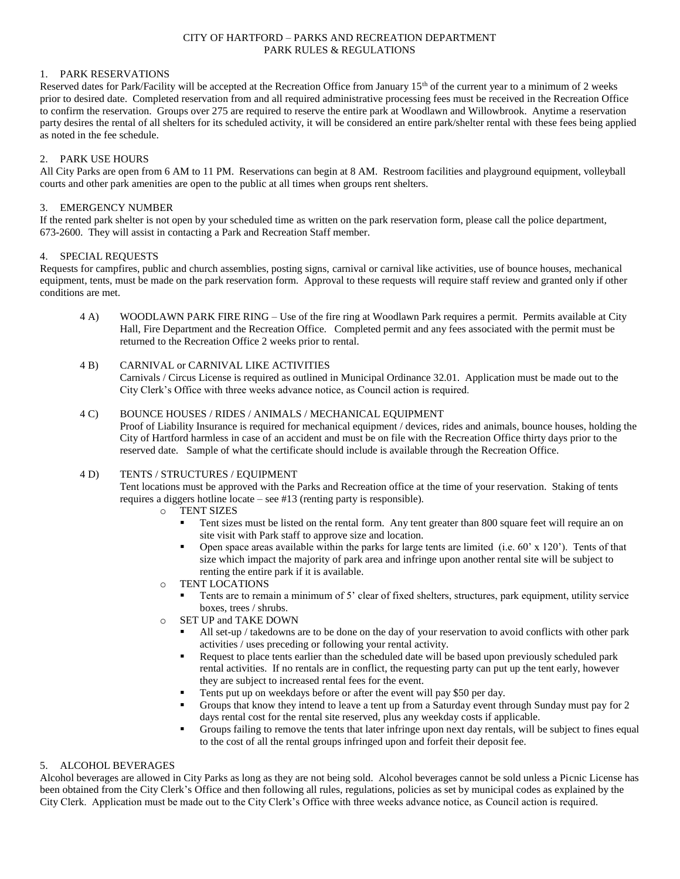CITY OF HARTFORD – PARKS AND RECREATION DEPARTMENT
PARK RULES & REGULATIONS

## 1. PARK RESERVATIONS

Reserved dates for Park/Facility will be accepted at the Recreation Office from January 15th of the current year to a minimum of 2 weeks prior to desired date. Completed reservation from and all required administrative processing fees must be received in the Recreation Office to confirm the reservation. Groups over 275 are required to reserve the entire park at Woodlawn and Willowbrook. Anytime a reservation party desires the rental of all shelters for its scheduled activity, it will be considered an entire park/shelter rental with these fees being applied as noted in the fee schedule.

## 2. PARK USE HOURS

All City Parks are open from 6 AM to 11 PM. Reservations can begin at 8 AM. Restroom facilities and playground equipment, volleyball courts and other park amenities are open to the public at all times when groups rent shelters.

## 3. EMERGENCY NUMBER

If the rented park shelter is not open by your scheduled time as written on the park reservation form, please call the police department, 673-2600. They will assist in contacting a Park and Recreation Staff member.

## 4. SPECIAL REQUESTS

Requests for campfires, public and church assemblies, posting signs, carnival or carnival like activities, use of bounce houses, mechanical equipment, tents, must be made on the park reservation form. Approval to these requests will require staff review and granted only if other conditions are met.

4 A) WOODLAWN PARK FIRE RING – Use of the fire ring at Woodlawn Park requires a permit. Permits available at City Hall, Fire Department and the Recreation Office. Completed permit and any fees associated with the permit must be returned to the Recreation Office 2 weeks prior to rental.

4 B) CARNIVAL or CARNIVAL LIKE ACTIVITIES
Carnivals / Circus License is required as outlined in Municipal Ordinance 32.01. Application must be made out to the City Clerk's Office with three weeks advance notice, as Council action is required.

4 C) BOUNCE HOUSES / RIDES / ANIMALS / MECHANICAL EQUIPMENT
Proof of Liability Insurance is required for mechanical equipment / devices, rides and animals, bounce houses, holding the City of Hartford harmless in case of an accident and must be on file with the Recreation Office thirty days prior to the reserved date. Sample of what the certificate should include is available through the Recreation Office.

4 D) TENTS / STRUCTURES / EQUIPMENT
Tent locations must be approved with the Parks and Recreation office at the time of your reservation. Staking of tents requires a diggers hotline locate – see #13 (renting party is responsible).

- TENT SIZES
  - Tent sizes must be listed on the rental form. Any tent greater than 800 square feet will require an on site visit with Park staff to approve size and location.
  - Open space areas available within the parks for large tents are limited (i.e. 60' x 120'). Tents of that size which impact the majority of park area and infringe upon another rental site will be subject to renting the entire park if it is available.
- TENT LOCATIONS
  - Tents are to remain a minimum of 5' clear of fixed shelters, structures, park equipment, utility service boxes, trees / shrubs.
- SET UP and TAKE DOWN
  - All set-up / takedowns are to be done on the day of your reservation to avoid conflicts with other park activities / uses preceding or following your rental activity.
  - Request to place tents earlier than the scheduled date will be based upon previously scheduled park rental activities. If no rentals are in conflict, the requesting party can put up the tent early, however they are subject to increased rental fees for the event.
  - Tents put up on weekdays before or after the event will pay $50 per day.
  - Groups that know they intend to leave a tent up from a Saturday event through Sunday must pay for 2 days rental cost for the rental site reserved, plus any weekday costs if applicable.
  - Groups failing to remove the tents that later infringe upon next day rentals, will be subject to fines equal to the cost of all the rental groups infringed upon and forfeit their deposit fee.

## 5. ALCOHOL BEVERAGES

Alcohol beverages are allowed in City Parks as long as they are not being sold. Alcohol beverages cannot be sold unless a Picnic License has been obtained from the City Clerk's Office and then following all rules, regulations, policies as set by municipal codes as explained by the City Clerk. Application must be made out to the City Clerk's Office with three weeks advance notice, as Council action is required.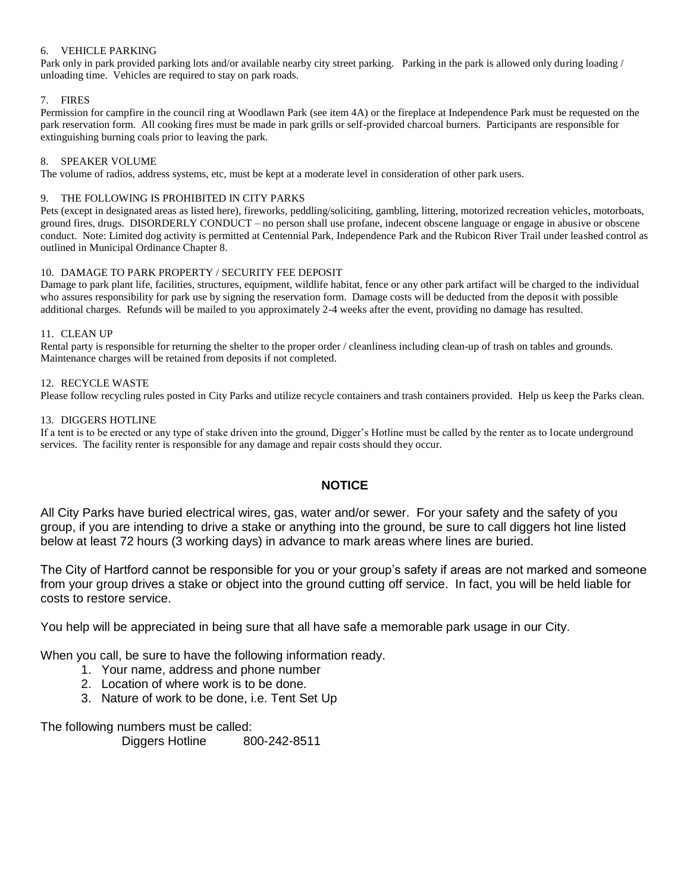6. VEHICLE PARKING

Park only in park provided parking lots and/or available nearby city street parking. Parking in the park is allowed only during loading / unloading time. Vehicles are required to stay on park roads.

7. FIRES

Permission for campfire in the council ring at Woodlawn Park (see item 4A) or the fireplace at Independence Park must be requested on the park reservation form. All cooking fires must be made in park grills or self-provided charcoal burners. Participants are responsible for extinguishing burning coals prior to leaving the park.

8. SPEAKER VOLUME

The volume of radios, address systems, etc, must be kept at a moderate level in consideration of other park users.

9. THE FOLLOWING IS PROHIBITED IN CITY PARKS

Pets (except in designated areas as listed here), fireworks, peddling/soliciting, gambling, littering, motorized recreation vehicles, motorboats, ground fires, drugs. DISORDERLY CONDUCT – no person shall use profane, indecent obscene language or engage in abusive or obscene conduct. Note: Limited dog activity is permitted at Centennial Park, Independence Park and the Rubicon River Trail under leashed control as outlined in Municipal Ordinance Chapter 8.

10. DAMAGE TO PARK PROPERTY / SECURITY FEE DEPOSIT

Damage to park plant life, facilities, structures, equipment, wildlife habitat, fence or any other park artifact will be charged to the individual who assures responsibility for park use by signing the reservation form. Damage costs will be deducted from the deposit with possible additional charges. Refunds will be mailed to you approximately 2-4 weeks after the event, providing no damage has resulted.

11. CLEAN UP

Rental party is responsible for returning the shelter to the proper order / cleanliness including clean-up of trash on tables and grounds. Maintenance charges will be retained from deposits if not completed.

12. RECYCLE WASTE

Please follow recycling rules posted in City Parks and utilize recycle containers and trash containers provided. Help us keep the Parks clean.

13. DIGGERS HOTLINE

If a tent is to be erected or any type of stake driven into the ground, Digger's Hotline must be called by the renter as to locate underground services. The facility renter is responsible for any damage and repair costs should they occur.

## NOTICE

All City Parks have buried electrical wires, gas, water and/or sewer. For your safety and the safety of you group, if you are intending to drive a stake or anything into the ground, be sure to call diggers hot line listed below at least 72 hours (3 working days) in advance to mark areas where lines are buried.

The City of Hartford cannot be responsible for you or your group's safety if areas are not marked and someone from your group drives a stake or object into the ground cutting off service. In fact, you will be held liable for costs to restore service.

You help will be appreciated in being sure that all have safe a memorable park usage in our City.

When you call, be sure to have the following information ready.

1. Your name, address and phone number
2. Location of where work is to be done.
3. Nature of work to be done, i.e. Tent Set Up

The following numbers must be called:

Diggers Hotline 800-242-8511